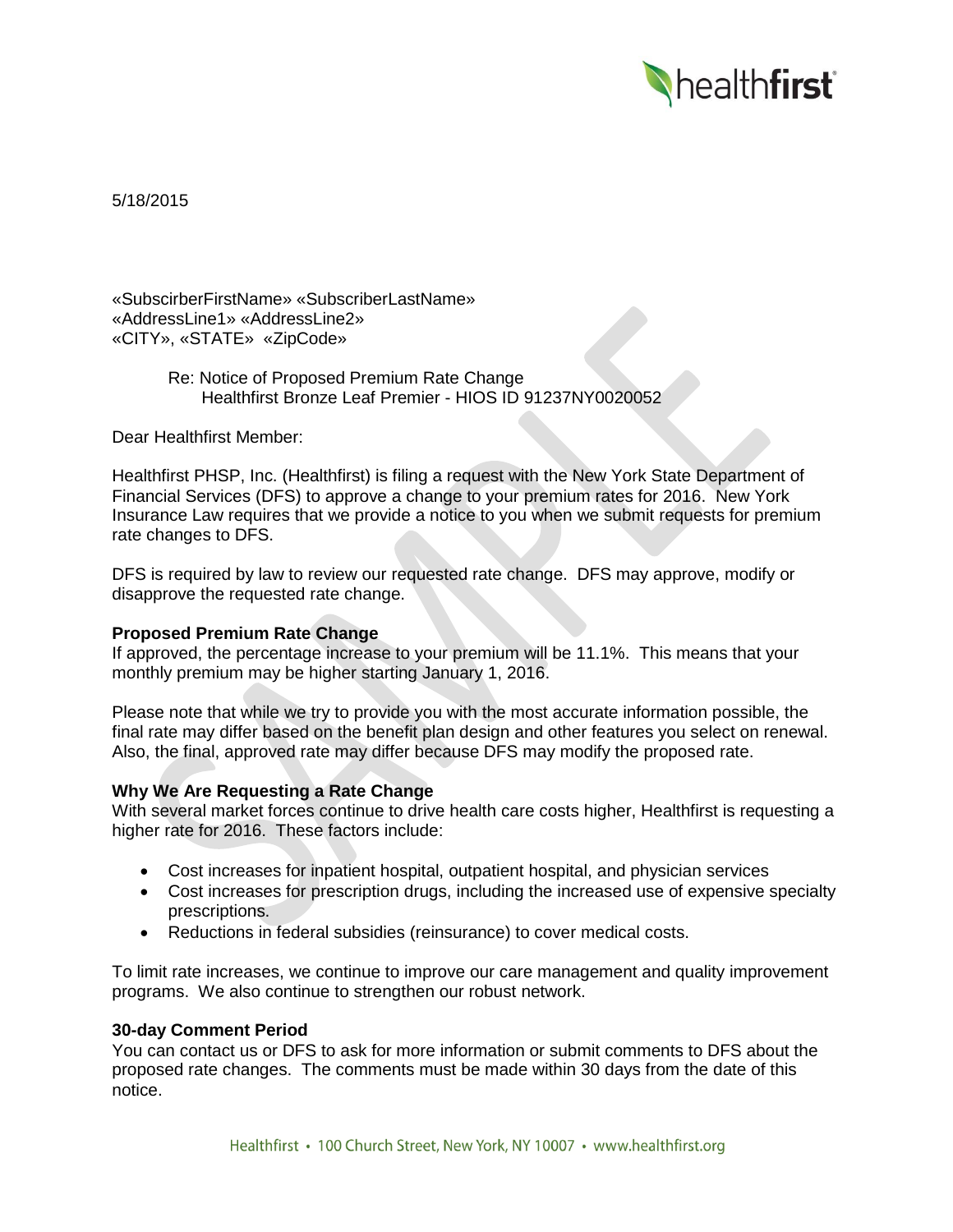5/18/2015

«SubscirberFirstName» «SubscriberLastName»
«AddressLine1» «AddressLine2»
«CITY», «STATE» «ZipCode»

Re: Notice of Proposed Premium Rate Change
Healthfirst Bronze Leaf Premier - HIOS ID 91237NY0020052

Dear Healthfirst Member:

Healthfirst PHSP, Inc. (Healthfirst) is filing a request with the New York State Department of Financial Services (DFS) to approve a change to your premium rates for 2016. New York Insurance Law requires that we provide a notice to you when we submit requests for premium rate changes to DFS.

DFS is required by law to review our requested rate change. DFS may approve, modify or disapprove the requested rate change.

**Proposed Premium Rate Change**

If approved, the percentage increase to your premium will be 11.1%. This means that your monthly premium may be higher starting January 1, 2016.

Please note that while we try to provide you with the most accurate information possible, the final rate may differ based on the benefit plan design and other features you select on renewal. Also, the final, approved rate may differ because DFS may modify the proposed rate.

**Why We Are Requesting a Rate Change**

With several market forces continue to drive health care costs higher, Healthfirst is requesting a higher rate for 2016. These factors include:

- Cost increases for inpatient hospital, outpatient hospital, and physician services
- Cost increases for prescription drugs, including the increased use of expensive specialty prescriptions.
- Reductions in federal subsidies (reinsurance) to cover medical costs.

To limit rate increases, we continue to improve our care management and quality improvement programs. We also continue to strengthen our robust network.

**30-day Comment Period**

You can contact us or DFS to ask for more information or submit comments to DFS about the proposed rate changes. The comments must be made within 30 days from the date of this notice.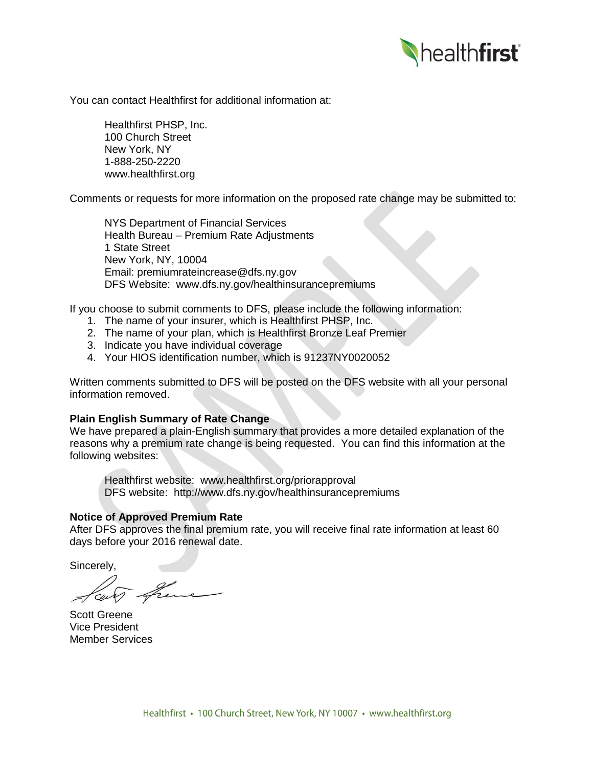You can contact Healthfirst for additional information at:

Healthfirst PHSP, Inc.
100 Church Street
New York, NY
1-888-250-2220
www.healthfirst.org

Comments or requests for more information on the proposed rate change may be submitted to:

NYS Department of Financial Services
Health Bureau – Premium Rate Adjustments
1 State Street
New York, NY, 10004
Email: premiumrateincrease@dfs.ny.gov
DFS Website: www.dfs.ny.gov/healthinsurancepremiums

If you choose to submit comments to DFS, please include the following information:

1. The name of your insurer, which is Healthfirst PHSP, Inc.
2. The name of your plan, which is Healthfirst Bronze Leaf Premier
3. Indicate you have individual coverage
4. Your HIOS identification number, which is 91237NY0020052

Written comments submitted to DFS will be posted on the DFS website with all your personal information removed.

**Plain English Summary of Rate Change**

We have prepared a plain-English summary that provides a more detailed explanation of the reasons why a premium rate change is being requested. You can find this information at the following websites:

Healthfirst website: www.healthfirst.org/priorapproval
DFS website: http://www.dfs.ny.gov/healthinsurancepremiums

**Notice of Approved Premium Rate**

After DFS approves the final premium rate, you will receive final rate information at least 60 days before your 2016 renewal date.

Sincerely,

Scott Greene
Vice President
Member Services

Healthfirst • 100 Church Street, New York, NY 10007 • www.healthfirst.org